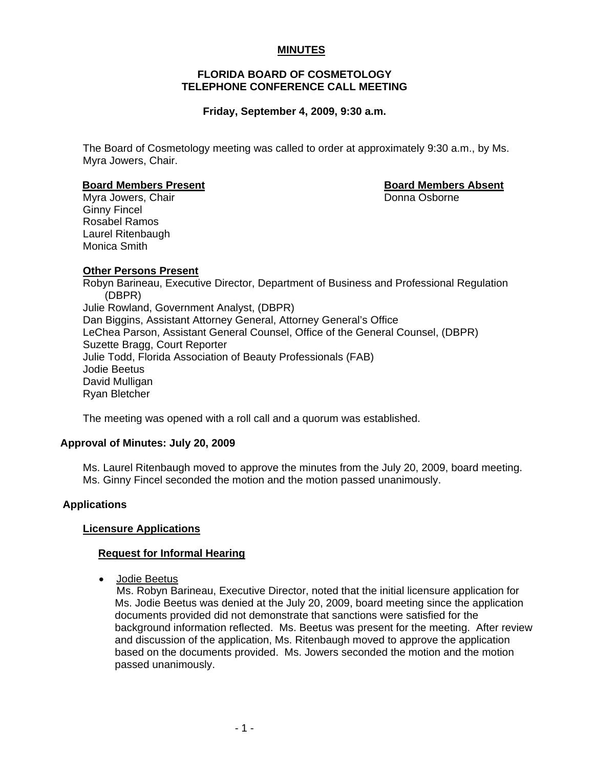**MINUTES**

**FLORIDA BOARD OF COSMETOLOGY**
**TELEPHONE CONFERENCE CALL MEETING**

**Friday, September 4, 2009, 9:30 a.m.**

The Board of Cosmetology meeting was called to order at approximately 9:30 a.m., by Ms. Myra Jowers, Chair.

**Board Members Present**

Myra Jowers, Chair
Ginny Fincel
Rosabel Ramos
Laurel Ritenbaugh
Monica Smith

**Board Members Absent**

Donna Osborne

**Other Persons Present**

Robyn Barineau, Executive Director, Department of Business and Professional Regulation (DBPR)
Julie Rowland, Government Analyst, (DBPR)
Dan Biggins, Assistant Attorney General, Attorney General's Office
LeChea Parson, Assistant General Counsel, Office of the General Counsel, (DBPR)
Suzette Bragg, Court Reporter
Julie Todd, Florida Association of Beauty Professionals (FAB)
Jodie Beetus
David Mulligan
Ryan Bletcher

The meeting was opened with a roll call and a quorum was established.

**Approval of Minutes: July 20, 2009**

Ms. Laurel Ritenbaugh moved to approve the minutes from the July 20, 2009, board meeting. Ms. Ginny Fincel seconded the motion and the motion passed unanimously.

**Applications**

**Licensure Applications**

**Request for Informal Hearing**

- Jodie Beetus
  Ms. Robyn Barineau, Executive Director, noted that the initial licensure application for Ms. Jodie Beetus was denied at the July 20, 2009, board meeting since the application documents provided did not demonstrate that sanctions were satisfied for the background information reflected. Ms. Beetus was present for the meeting. After review and discussion of the application, Ms. Ritenbaugh moved to approve the application based on the documents provided. Ms. Jowers seconded the motion and the motion passed unanimously.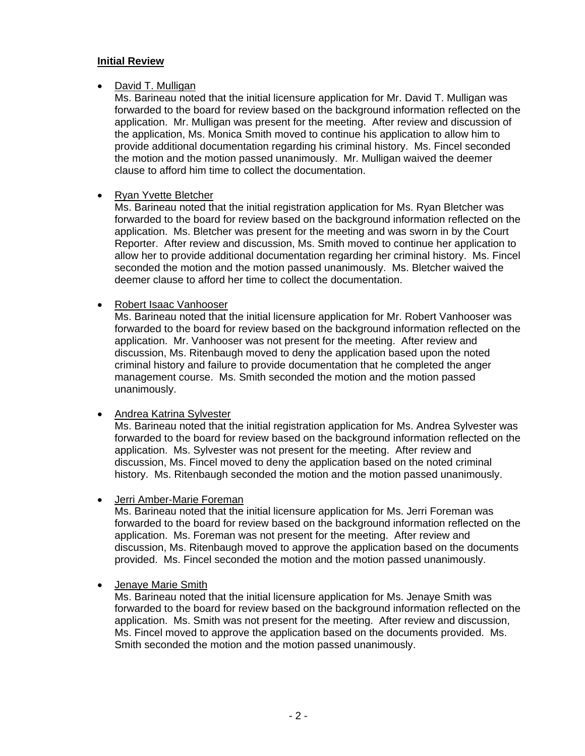**Initial Review**

- David T. Mulligan
  Ms. Barineau noted that the initial licensure application for Mr. David T. Mulligan was forwarded to the board for review based on the background information reflected on the application. Mr. Mulligan was present for the meeting. After review and discussion of the application, Ms. Monica Smith moved to continue his application to allow him to provide additional documentation regarding his criminal history. Ms. Fincel seconded the motion and the motion passed unanimously. Mr. Mulligan waived the deemer clause to afford him time to collect the documentation.

- Ryan Yvette Bletcher
  Ms. Barineau noted that the initial registration application for Ms. Ryan Bletcher was forwarded to the board for review based on the background information reflected on the application. Ms. Bletcher was present for the meeting and was sworn in by the Court Reporter. After review and discussion, Ms. Smith moved to continue her application to allow her to provide additional documentation regarding her criminal history. Ms. Fincel seconded the motion and the motion passed unanimously. Ms. Bletcher waived the deemer clause to afford her time to collect the documentation.

- Robert Isaac Vanhooser
  Ms. Barineau noted that the initial licensure application for Mr. Robert Vanhooser was forwarded to the board for review based on the background information reflected on the application. Mr. Vanhooser was not present for the meeting. After review and discussion, Ms. Ritenbaugh moved to deny the application based upon the noted criminal history and failure to provide documentation that he completed the anger management course. Ms. Smith seconded the motion and the motion passed unanimously.

- Andrea Katrina Sylvester
  Ms. Barineau noted that the initial registration application for Ms. Andrea Sylvester was forwarded to the board for review based on the background information reflected on the application. Ms. Sylvester was not present for the meeting. After review and discussion, Ms. Fincel moved to deny the application based on the noted criminal history. Ms. Ritenbaugh seconded the motion and the motion passed unanimously.

- Jerri Amber-Marie Foreman
  Ms. Barineau noted that the initial licensure application for Ms. Jerri Foreman was forwarded to the board for review based on the background information reflected on the application. Ms. Foreman was not present for the meeting. After review and discussion, Ms. Ritenbaugh moved to approve the application based on the documents provided. Ms. Fincel seconded the motion and the motion passed unanimously.

- Jenaye Marie Smith
  Ms. Barineau noted that the initial licensure application for Ms. Jenaye Smith was forwarded to the board for review based on the background information reflected on the application. Ms. Smith was not present for the meeting. After review and discussion, Ms. Fincel moved to approve the application based on the documents provided. Ms. Smith seconded the motion and the motion passed unanimously.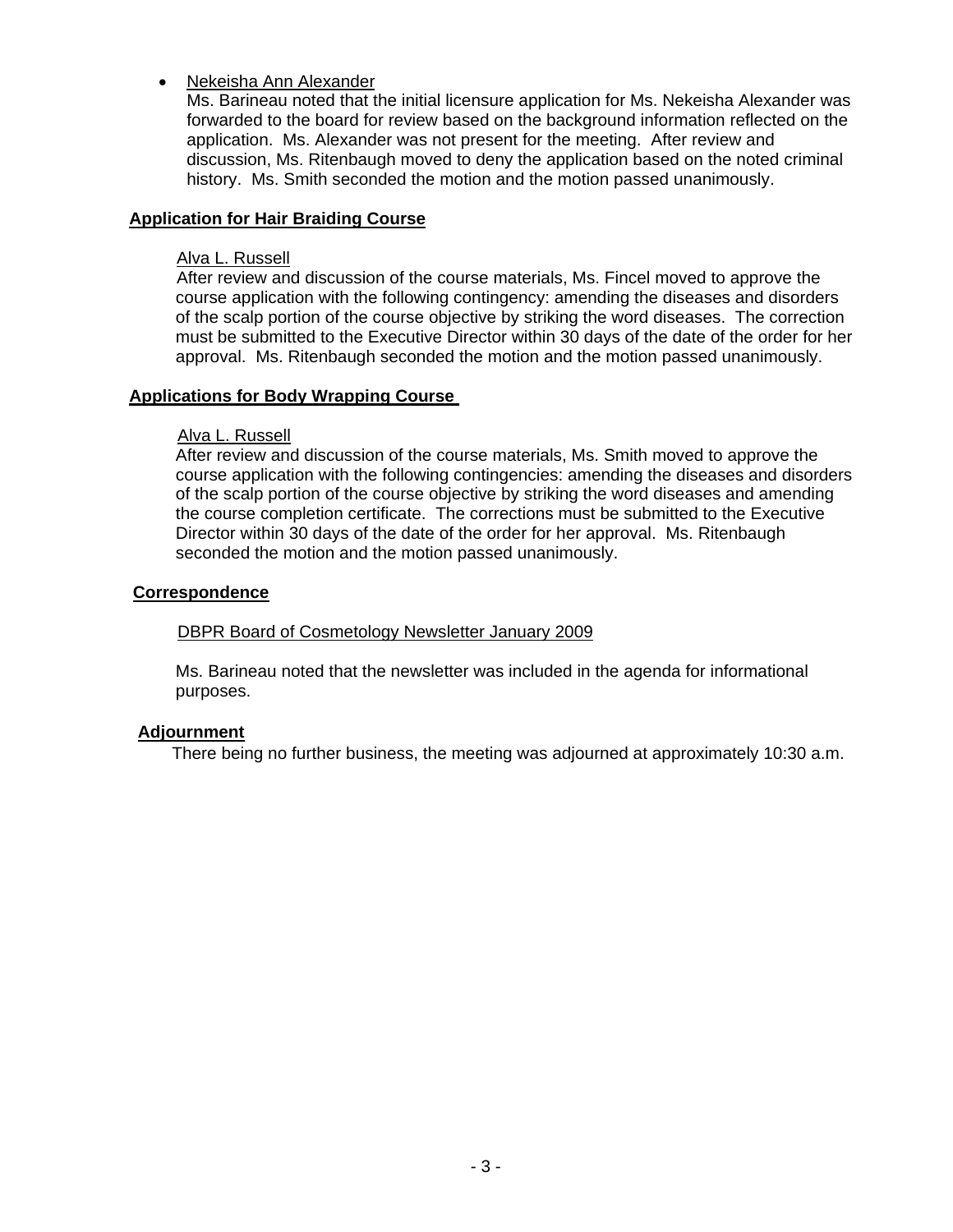- Nekeisha Ann Alexander
  Ms. Barineau noted that the initial licensure application for Ms. Nekeisha Alexander was forwarded to the board for review based on the background information reflected on the application. Ms. Alexander was not present for the meeting. After review and discussion, Ms. Ritenbaugh moved to deny the application based on the noted criminal history. Ms. Smith seconded the motion and the motion passed unanimously.

**Application for Hair Braiding Course**

Alva L. Russell
After review and discussion of the course materials, Ms. Fincel moved to approve the course application with the following contingency: amending the diseases and disorders of the scalp portion of the course objective by striking the word diseases. The correction must be submitted to the Executive Director within 30 days of the date of the order for her approval. Ms. Ritenbaugh seconded the motion and the motion passed unanimously.

**Applications for Body Wrapping Course**

Alva L. Russell
After review and discussion of the course materials, Ms. Smith moved to approve the course application with the following contingencies: amending the diseases and disorders of the scalp portion of the course objective by striking the word diseases and amending the course completion certificate. The corrections must be submitted to the Executive Director within 30 days of the date of the order for her approval. Ms. Ritenbaugh seconded the motion and the motion passed unanimously.

**Correspondence**

DBPR Board of Cosmetology Newsletter January 2009

Ms. Barineau noted that the newsletter was included in the agenda for informational purposes.

**Adjournment**

There being no further business, the meeting was adjourned at approximately 10:30 a.m.